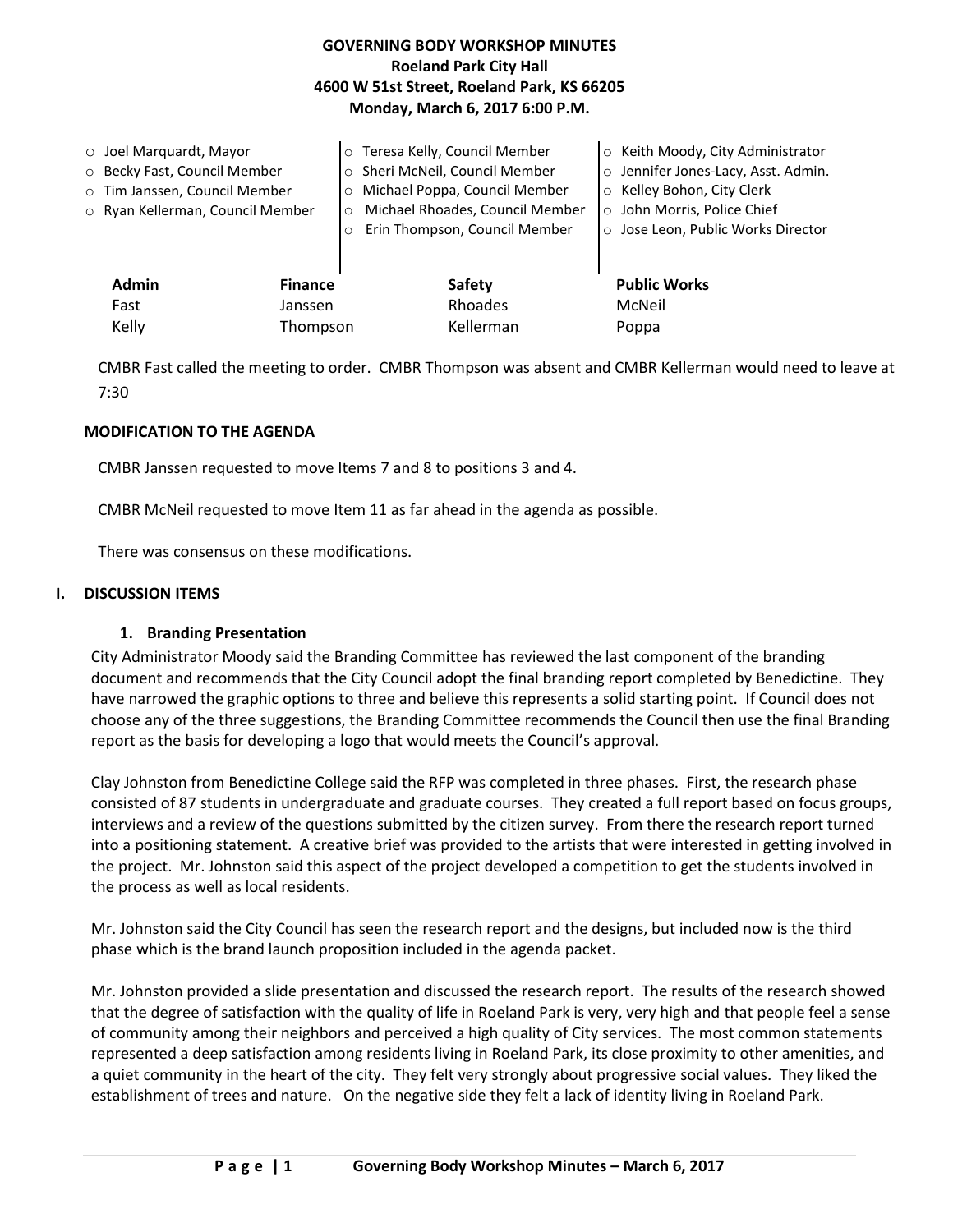**GOVERNING BODY WORKSHOP MINUTES**
**Roeland Park City Hall**
**4600 W 51st Street, Roeland Park, KS 66205**
**Monday, March 6, 2017 6:00 P.M.**

- Joel Marquardt, Mayor
- Becky Fast, Council Member
- Tim Janssen, Council Member
- Ryan Kellerman, Council Member
- Teresa Kelly, Council Member
- Sheri McNeil, Council Member
- Michael Poppa, Council Member
- Michael Rhoades, Council Member
- Erin Thompson, Council Member
- Keith Moody, City Administrator
- Jennifer Jones-Lacy, Asst. Admin.
- Kelley Bohon, City Clerk
- John Morris, Police Chief
- Jose Leon, Public Works Director

| Admin | Finance | Safety | Public Works |
|---|---|---|---|
| Fast | Janssen | Rhoades | McNeil |
| Kelly | Thompson | Kellerman | Poppa |

CMBR Fast called the meeting to order. CMBR Thompson was absent and CMBR Kellerman would need to leave at 7:30

**MODIFICATION TO THE AGENDA**

CMBR Janssen requested to move Items 7 and 8 to positions 3 and 4.

CMBR McNeil requested to move Item 11 as far ahead in the agenda as possible.

There was consensus on these modifications.

## I. DISCUSSION ITEMS

### 1. Branding Presentation

City Administrator Moody said the Branding Committee has reviewed the last component of the branding document and recommends that the City Council adopt the final branding report completed by Benedictine. They have narrowed the graphic options to three and believe this represents a solid starting point. If Council does not choose any of the three suggestions, the Branding Committee recommends the Council then use the final Branding report as the basis for developing a logo that would meets the Council's approval.

Clay Johnston from Benedictine College said the RFP was completed in three phases. First, the research phase consisted of 87 students in undergraduate and graduate courses. They created a full report based on focus groups, interviews and a review of the questions submitted by the citizen survey. From there the research report turned into a positioning statement. A creative brief was provided to the artists that were interested in getting involved in the project. Mr. Johnston said this aspect of the project developed a competition to get the students involved in the process as well as local residents.

Mr. Johnston said the City Council has seen the research report and the designs, but included now is the third phase which is the brand launch proposition included in the agenda packet.

Mr. Johnston provided a slide presentation and discussed the research report. The results of the research showed that the degree of satisfaction with the quality of life in Roeland Park is very, very high and that people feel a sense of community among their neighbors and perceived a high quality of City services. The most common statements represented a deep satisfaction among residents living in Roeland Park, its close proximity to other amenities, and a quiet community in the heart of the city. They felt very strongly about progressive social values. They liked the establishment of trees and nature. On the negative side they felt a lack of identity living in Roeland Park.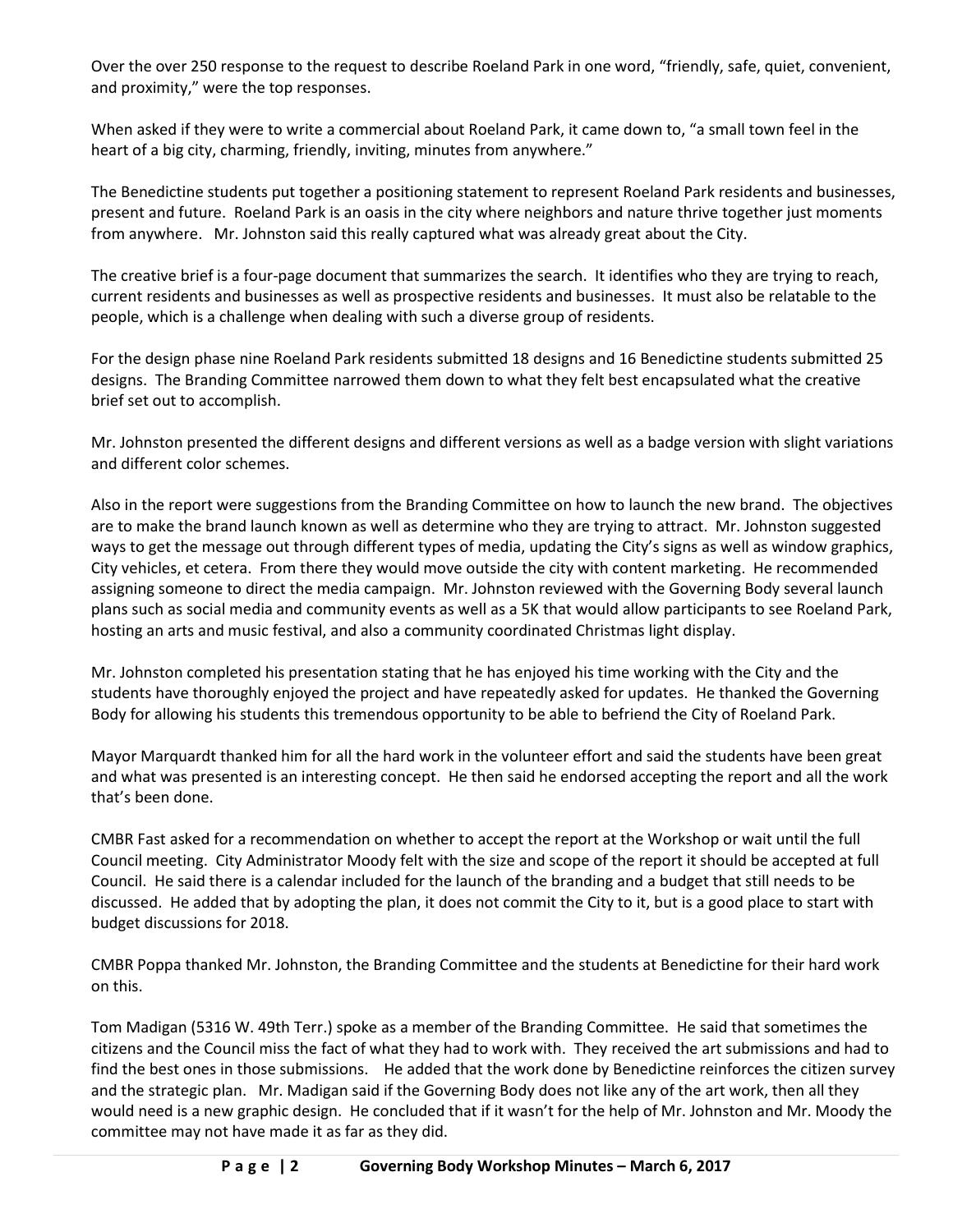Over the over 250 response to the request to describe Roeland Park in one word, "friendly, safe, quiet, convenient, and proximity," were the top responses.

When asked if they were to write a commercial about Roeland Park, it came down to, "a small town feel in the heart of a big city, charming, friendly, inviting, minutes from anywhere."

The Benedictine students put together a positioning statement to represent Roeland Park residents and businesses, present and future. Roeland Park is an oasis in the city where neighbors and nature thrive together just moments from anywhere. Mr. Johnston said this really captured what was already great about the City.

The creative brief is a four-page document that summarizes the search. It identifies who they are trying to reach, current residents and businesses as well as prospective residents and businesses. It must also be relatable to the people, which is a challenge when dealing with such a diverse group of residents.

For the design phase nine Roeland Park residents submitted 18 designs and 16 Benedictine students submitted 25 designs. The Branding Committee narrowed them down to what they felt best encapsulated what the creative brief set out to accomplish.

Mr. Johnston presented the different designs and different versions as well as a badge version with slight variations and different color schemes.

Also in the report were suggestions from the Branding Committee on how to launch the new brand. The objectives are to make the brand launch known as well as determine who they are trying to attract. Mr. Johnston suggested ways to get the message out through different types of media, updating the City's signs as well as window graphics, City vehicles, et cetera. From there they would move outside the city with content marketing. He recommended assigning someone to direct the media campaign. Mr. Johnston reviewed with the Governing Body several launch plans such as social media and community events as well as a 5K that would allow participants to see Roeland Park, hosting an arts and music festival, and also a community coordinated Christmas light display.

Mr. Johnston completed his presentation stating that he has enjoyed his time working with the City and the students have thoroughly enjoyed the project and have repeatedly asked for updates. He thanked the Governing Body for allowing his students this tremendous opportunity to be able to befriend the City of Roeland Park.

Mayor Marquardt thanked him for all the hard work in the volunteer effort and said the students have been great and what was presented is an interesting concept. He then said he endorsed accepting the report and all the work that's been done.

CMBR Fast asked for a recommendation on whether to accept the report at the Workshop or wait until the full Council meeting. City Administrator Moody felt with the size and scope of the report it should be accepted at full Council. He said there is a calendar included for the launch of the branding and a budget that still needs to be discussed. He added that by adopting the plan, it does not commit the City to it, but is a good place to start with budget discussions for 2018.

CMBR Poppa thanked Mr. Johnston, the Branding Committee and the students at Benedictine for their hard work on this.

Tom Madigan (5316 W. 49th Terr.) spoke as a member of the Branding Committee. He said that sometimes the citizens and the Council miss the fact of what they had to work with. They received the art submissions and had to find the best ones in those submissions. He added that the work done by Benedictine reinforces the citizen survey and the strategic plan. Mr. Madigan said if the Governing Body does not like any of the art work, then all they would need is a new graphic design. He concluded that if it wasn't for the help of Mr. Johnston and Mr. Moody the committee may not have made it as far as they did.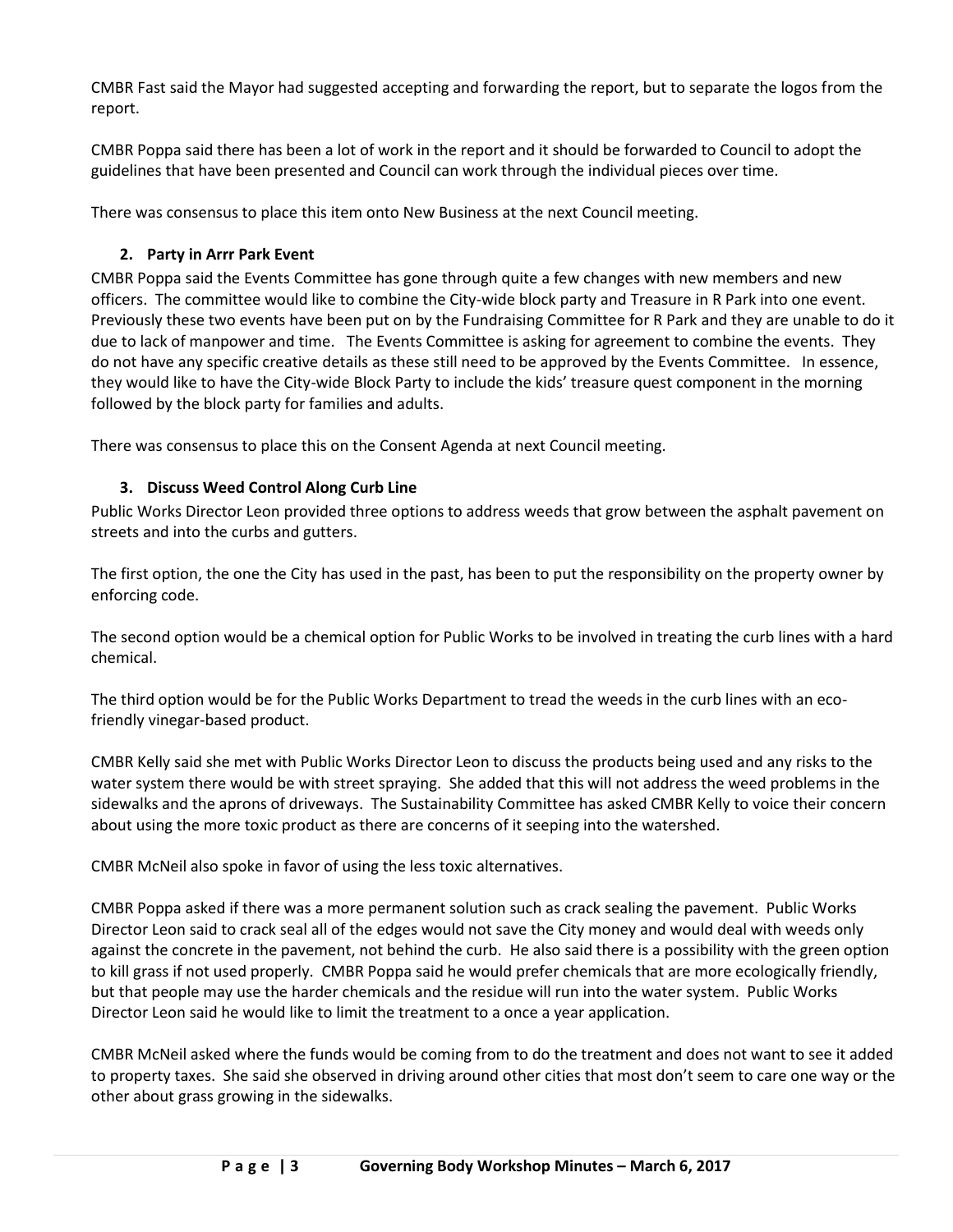CMBR Fast said the Mayor had suggested accepting and forwarding the report, but to separate the logos from the report.

CMBR Poppa said there has been a lot of work in the report and it should be forwarded to Council to adopt the guidelines that have been presented and Council can work through the individual pieces over time.

There was consensus to place this item onto New Business at the next Council meeting.

**2. Party in Arrr Park Event**

CMBR Poppa said the Events Committee has gone through quite a few changes with new members and new officers. The committee would like to combine the City-wide block party and Treasure in R Park into one event. Previously these two events have been put on by the Fundraising Committee for R Park and they are unable to do it due to lack of manpower and time. The Events Committee is asking for agreement to combine the events. They do not have any specific creative details as these still need to be approved by the Events Committee. In essence, they would like to have the City-wide Block Party to include the kids' treasure quest component in the morning followed by the block party for families and adults.

There was consensus to place this on the Consent Agenda at next Council meeting.

**3. Discuss Weed Control Along Curb Line**

Public Works Director Leon provided three options to address weeds that grow between the asphalt pavement on streets and into the curbs and gutters.

The first option, the one the City has used in the past, has been to put the responsibility on the property owner by enforcing code.

The second option would be a chemical option for Public Works to be involved in treating the curb lines with a hard chemical.

The third option would be for the Public Works Department to tread the weeds in the curb lines with an eco-friendly vinegar-based product.

CMBR Kelly said she met with Public Works Director Leon to discuss the products being used and any risks to the water system there would be with street spraying. She added that this will not address the weed problems in the sidewalks and the aprons of driveways. The Sustainability Committee has asked CMBR Kelly to voice their concern about using the more toxic product as there are concerns of it seeping into the watershed.

CMBR McNeil also spoke in favor of using the less toxic alternatives.

CMBR Poppa asked if there was a more permanent solution such as crack sealing the pavement. Public Works Director Leon said to crack seal all of the edges would not save the City money and would deal with weeds only against the concrete in the pavement, not behind the curb. He also said there is a possibility with the green option to kill grass if not used properly. CMBR Poppa said he would prefer chemicals that are more ecologically friendly, but that people may use the harder chemicals and the residue will run into the water system. Public Works Director Leon said he would like to limit the treatment to a once a year application.

CMBR McNeil asked where the funds would be coming from to do the treatment and does not want to see it added to property taxes. She said she observed in driving around other cities that most don't seem to care one way or the other about grass growing in the sidewalks.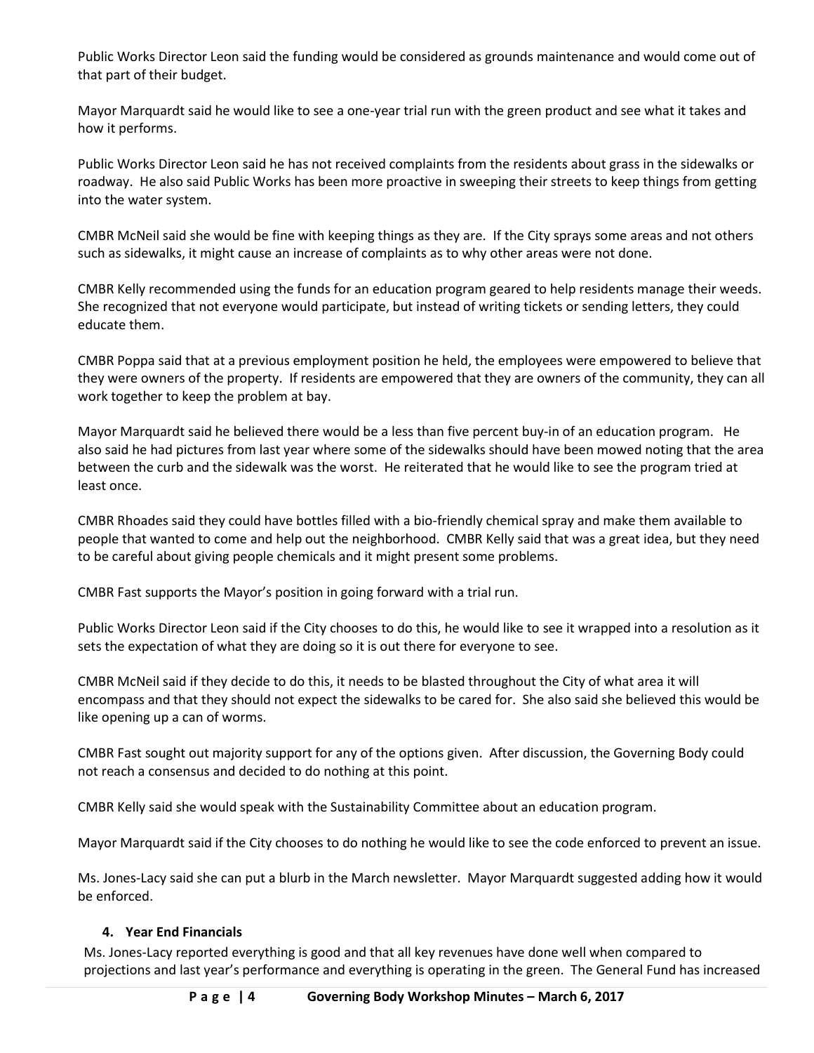Public Works Director Leon said the funding would be considered as grounds maintenance and would come out of that part of their budget.

Mayor Marquardt said he would like to see a one-year trial run with the green product and see what it takes and how it performs.

Public Works Director Leon said he has not received complaints from the residents about grass in the sidewalks or roadway. He also said Public Works has been more proactive in sweeping their streets to keep things from getting into the water system.

CMBR McNeil said she would be fine with keeping things as they are. If the City sprays some areas and not others such as sidewalks, it might cause an increase of complaints as to why other areas were not done.

CMBR Kelly recommended using the funds for an education program geared to help residents manage their weeds. She recognized that not everyone would participate, but instead of writing tickets or sending letters, they could educate them.

CMBR Poppa said that at a previous employment position he held, the employees were empowered to believe that they were owners of the property. If residents are empowered that they are owners of the community, they can all work together to keep the problem at bay.

Mayor Marquardt said he believed there would be a less than five percent buy-in of an education program. He also said he had pictures from last year where some of the sidewalks should have been mowed noting that the area between the curb and the sidewalk was the worst. He reiterated that he would like to see the program tried at least once.

CMBR Rhoades said they could have bottles filled with a bio-friendly chemical spray and make them available to people that wanted to come and help out the neighborhood. CMBR Kelly said that was a great idea, but they need to be careful about giving people chemicals and it might present some problems.

CMBR Fast supports the Mayor's position in going forward with a trial run.

Public Works Director Leon said if the City chooses to do this, he would like to see it wrapped into a resolution as it sets the expectation of what they are doing so it is out there for everyone to see.

CMBR McNeil said if they decide to do this, it needs to be blasted throughout the City of what area it will encompass and that they should not expect the sidewalks to be cared for. She also said she believed this would be like opening up a can of worms.

CMBR Fast sought out majority support for any of the options given. After discussion, the Governing Body could not reach a consensus and decided to do nothing at this point.

CMBR Kelly said she would speak with the Sustainability Committee about an education program.

Mayor Marquardt said if the City chooses to do nothing he would like to see the code enforced to prevent an issue.

Ms. Jones-Lacy said she can put a blurb in the March newsletter. Mayor Marquardt suggested adding how it would be enforced.

**4. Year End Financials**

Ms. Jones-Lacy reported everything is good and that all key revenues have done well when compared to projections and last year's performance and everything is operating in the green. The General Fund has increased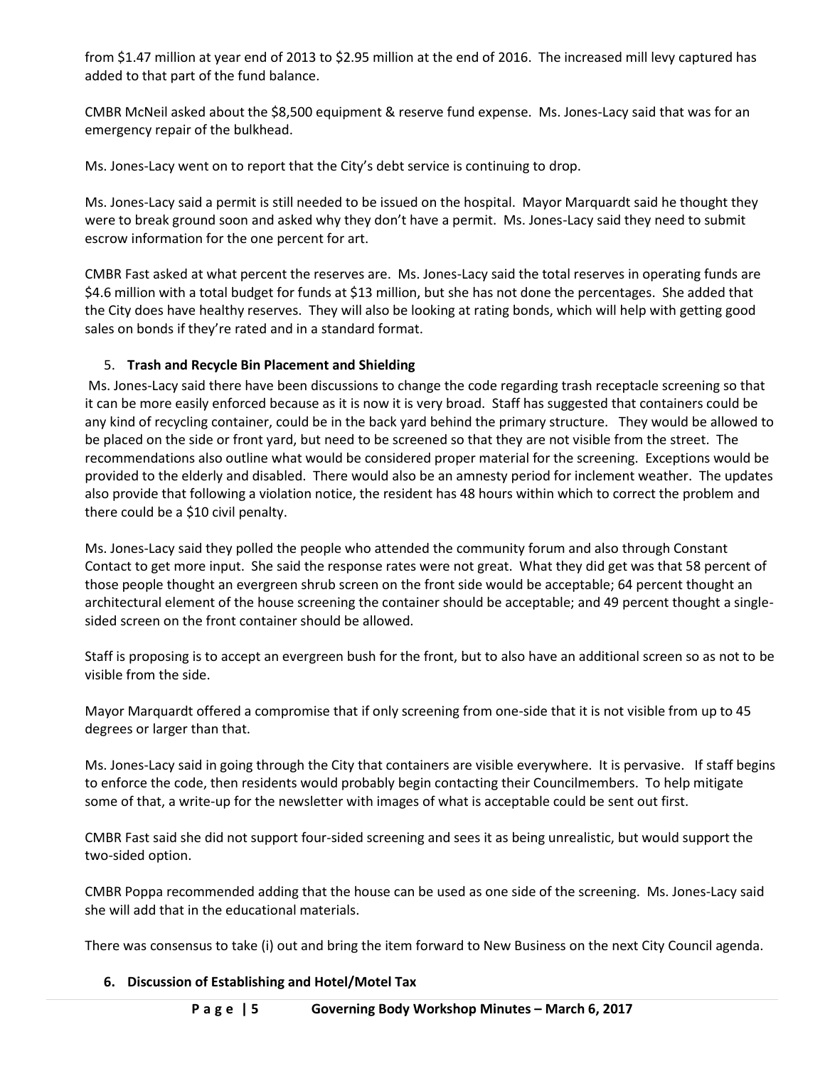from $1.47 million at year end of 2013 to $2.95 million at the end of 2016. The increased mill levy captured has added to that part of the fund balance.

CMBR McNeil asked about the $8,500 equipment & reserve fund expense. Ms. Jones-Lacy said that was for an emergency repair of the bulkhead.

Ms. Jones-Lacy went on to report that the City's debt service is continuing to drop.

Ms. Jones-Lacy said a permit is still needed to be issued on the hospital. Mayor Marquardt said he thought they were to break ground soon and asked why they don't have a permit. Ms. Jones-Lacy said they need to submit escrow information for the one percent for art.

CMBR Fast asked at what percent the reserves are. Ms. Jones-Lacy said the total reserves in operating funds are $4.6 million with a total budget for funds at $13 million, but she has not done the percentages. She added that the City does have healthy reserves. They will also be looking at rating bonds, which will help with getting good sales on bonds if they're rated and in a standard format.

5. **Trash and Recycle Bin Placement and Shielding**

Ms. Jones-Lacy said there have been discussions to change the code regarding trash receptacle screening so that it can be more easily enforced because as it is now it is very broad. Staff has suggested that containers could be any kind of recycling container, could be in the back yard behind the primary structure. They would be allowed to be placed on the side or front yard, but need to be screened so that they are not visible from the street. The recommendations also outline what would be considered proper material for the screening. Exceptions would be provided to the elderly and disabled. There would also be an amnesty period for inclement weather. The updates also provide that following a violation notice, the resident has 48 hours within which to correct the problem and there could be a $10 civil penalty.

Ms. Jones-Lacy said they polled the people who attended the community forum and also through Constant Contact to get more input. She said the response rates were not great. What they did get was that 58 percent of those people thought an evergreen shrub screen on the front side would be acceptable; 64 percent thought an architectural element of the house screening the container should be acceptable; and 49 percent thought a single-sided screen on the front container should be allowed.

Staff is proposing is to accept an evergreen bush for the front, but to also have an additional screen so as not to be visible from the side.

Mayor Marquardt offered a compromise that if only screening from one-side that it is not visible from up to 45 degrees or larger than that.

Ms. Jones-Lacy said in going through the City that containers are visible everywhere. It is pervasive. If staff begins to enforce the code, then residents would probably begin contacting their Councilmembers. To help mitigate some of that, a write-up for the newsletter with images of what is acceptable could be sent out first.

CMBR Fast said she did not support four-sided screening and sees it as being unrealistic, but would support the two-sided option.

CMBR Poppa recommended adding that the house can be used as one side of the screening. Ms. Jones-Lacy said she will add that in the educational materials.

There was consensus to take (i) out and bring the item forward to New Business on the next City Council agenda.

6. **Discussion of Establishing and Hotel/Motel Tax**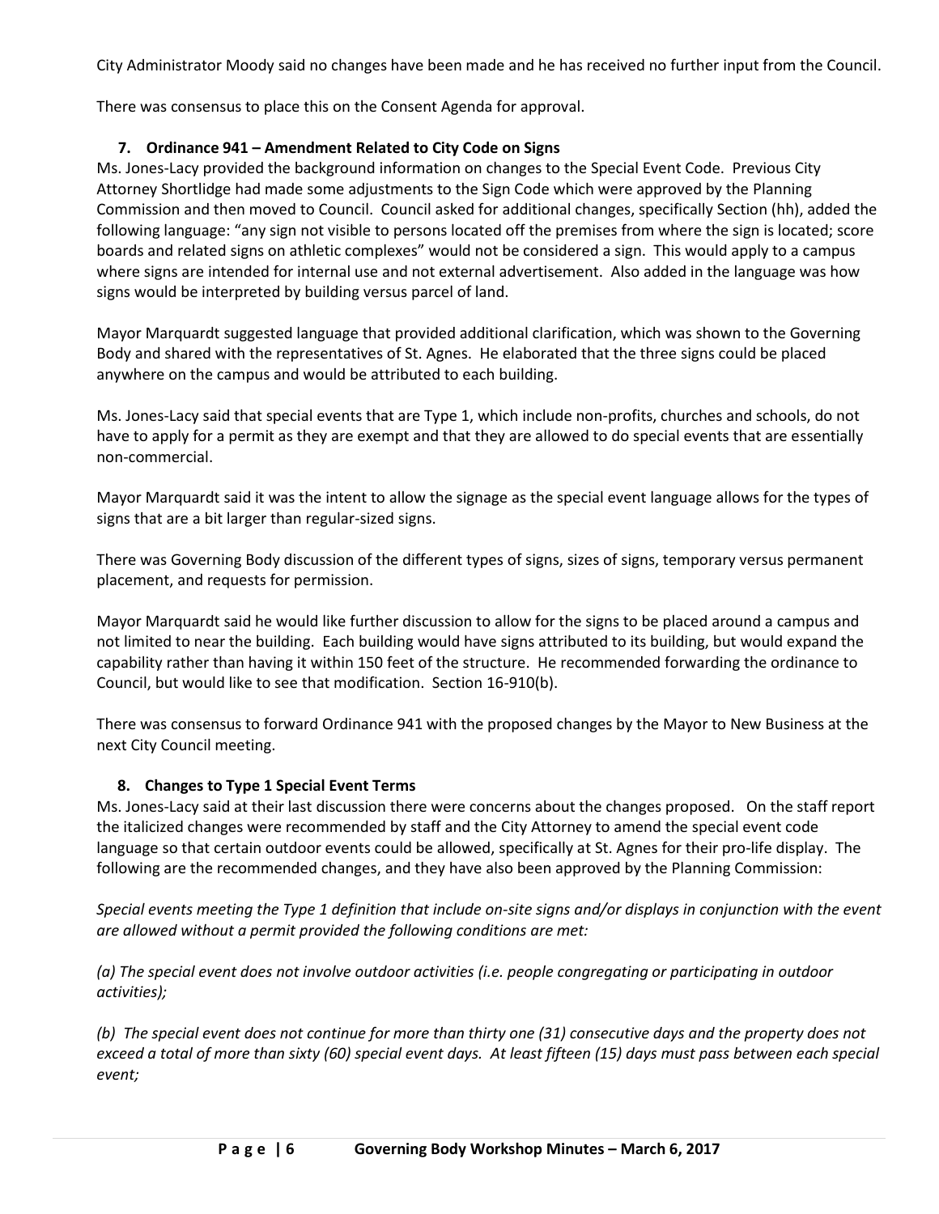City Administrator Moody said no changes have been made and he has received no further input from the Council.

There was consensus to place this on the Consent Agenda for approval.

### 7. Ordinance 941 – Amendment Related to City Code on Signs

Ms. Jones-Lacy provided the background information on changes to the Special Event Code. Previous City Attorney Shortlidge had made some adjustments to the Sign Code which were approved by the Planning Commission and then moved to Council. Council asked for additional changes, specifically Section (hh), added the following language: "any sign not visible to persons located off the premises from where the sign is located; score boards and related signs on athletic complexes" would not be considered a sign. This would apply to a campus where signs are intended for internal use and not external advertisement. Also added in the language was how signs would be interpreted by building versus parcel of land.

Mayor Marquardt suggested language that provided additional clarification, which was shown to the Governing Body and shared with the representatives of St. Agnes. He elaborated that the three signs could be placed anywhere on the campus and would be attributed to each building.

Ms. Jones-Lacy said that special events that are Type 1, which include non-profits, churches and schools, do not have to apply for a permit as they are exempt and that they are allowed to do special events that are essentially non-commercial.

Mayor Marquardt said it was the intent to allow the signage as the special event language allows for the types of signs that are a bit larger than regular-sized signs.

There was Governing Body discussion of the different types of signs, sizes of signs, temporary versus permanent placement, and requests for permission.

Mayor Marquardt said he would like further discussion to allow for the signs to be placed around a campus and not limited to near the building. Each building would have signs attributed to its building, but would expand the capability rather than having it within 150 feet of the structure. He recommended forwarding the ordinance to Council, but would like to see that modification. Section 16-910(b).

There was consensus to forward Ordinance 941 with the proposed changes by the Mayor to New Business at the next City Council meeting.

### 8. Changes to Type 1 Special Event Terms

Ms. Jones-Lacy said at their last discussion there were concerns about the changes proposed. On the staff report the italicized changes were recommended by staff and the City Attorney to amend the special event code language so that certain outdoor events could be allowed, specifically at St. Agnes for their pro-life display. The following are the recommended changes, and they have also been approved by the Planning Commission:

*Special events meeting the Type 1 definition that include on-site signs and/or displays in conjunction with the event are allowed without a permit provided the following conditions are met:*

*(a) The special event does not involve outdoor activities (i.e. people congregating or participating in outdoor activities);*

*(b) The special event does not continue for more than thirty one (31) consecutive days and the property does not exceed a total of more than sixty (60) special event days. At least fifteen (15) days must pass between each special event;*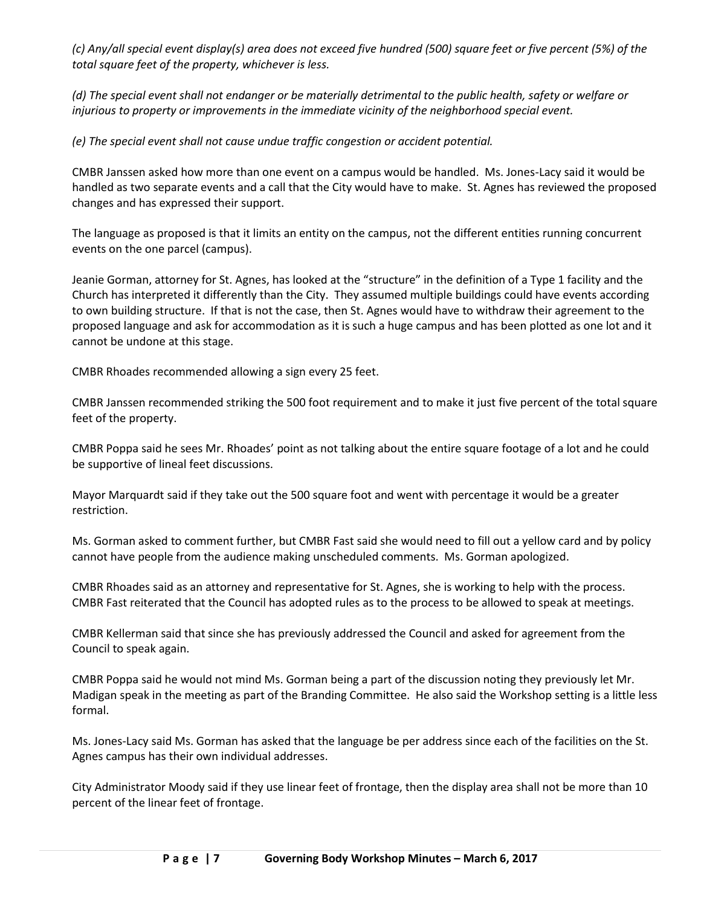*(c) Any/all special event display(s) area does not exceed five hundred (500) square feet or five percent (5%) of the total square feet of the property, whichever is less.*

*(d) The special event shall not endanger or be materially detrimental to the public health, safety or welfare or injurious to property or improvements in the immediate vicinity of the neighborhood special event.*

*(e) The special event shall not cause undue traffic congestion or accident potential.*

CMBR Janssen asked how more than one event on a campus would be handled. Ms. Jones-Lacy said it would be handled as two separate events and a call that the City would have to make. St. Agnes has reviewed the proposed changes and has expressed their support.

The language as proposed is that it limits an entity on the campus, not the different entities running concurrent events on the one parcel (campus).

Jeanie Gorman, attorney for St. Agnes, has looked at the "structure" in the definition of a Type 1 facility and the Church has interpreted it differently than the City. They assumed multiple buildings could have events according to own building structure. If that is not the case, then St. Agnes would have to withdraw their agreement to the proposed language and ask for accommodation as it is such a huge campus and has been plotted as one lot and it cannot be undone at this stage.

CMBR Rhoades recommended allowing a sign every 25 feet.

CMBR Janssen recommended striking the 500 foot requirement and to make it just five percent of the total square feet of the property.

CMBR Poppa said he sees Mr. Rhoades' point as not talking about the entire square footage of a lot and he could be supportive of lineal feet discussions.

Mayor Marquardt said if they take out the 500 square foot and went with percentage it would be a greater restriction.

Ms. Gorman asked to comment further, but CMBR Fast said she would need to fill out a yellow card and by policy cannot have people from the audience making unscheduled comments. Ms. Gorman apologized.

CMBR Rhoades said as an attorney and representative for St. Agnes, she is working to help with the process. CMBR Fast reiterated that the Council has adopted rules as to the process to be allowed to speak at meetings.

CMBR Kellerman said that since she has previously addressed the Council and asked for agreement from the Council to speak again.

CMBR Poppa said he would not mind Ms. Gorman being a part of the discussion noting they previously let Mr. Madigan speak in the meeting as part of the Branding Committee. He also said the Workshop setting is a little less formal.

Ms. Jones-Lacy said Ms. Gorman has asked that the language be per address since each of the facilities on the St. Agnes campus has their own individual addresses.

City Administrator Moody said if they use linear feet of frontage, then the display area shall not be more than 10 percent of the linear feet of frontage.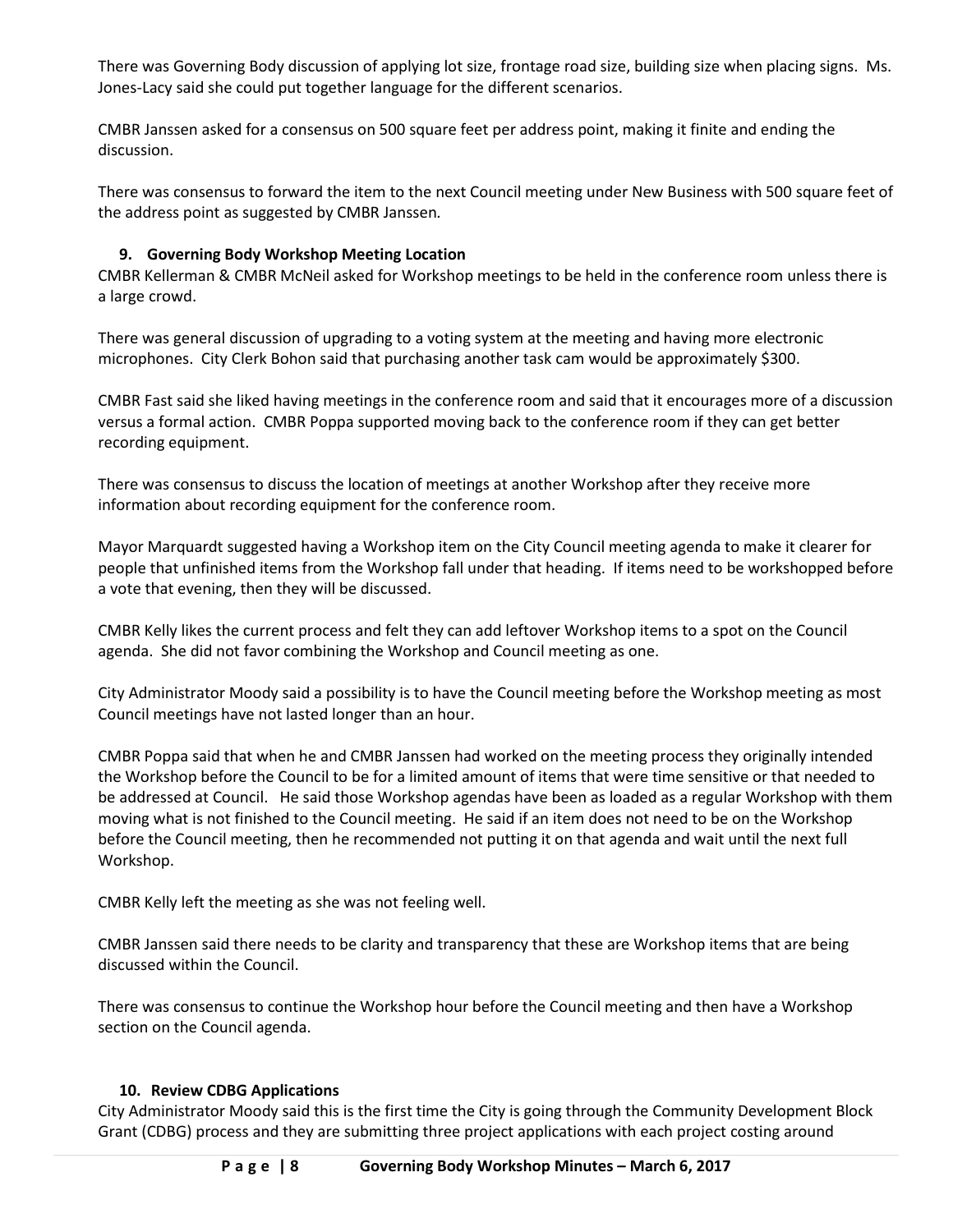There was Governing Body discussion of applying lot size, frontage road size, building size when placing signs. Ms. Jones-Lacy said she could put together language for the different scenarios.

CMBR Janssen asked for a consensus on 500 square feet per address point, making it finite and ending the discussion.

There was consensus to forward the item to the next Council meeting under New Business with 500 square feet of the address point as suggested by CMBR Janssen.

**9. Governing Body Workshop Meeting Location**

CMBR Kellerman & CMBR McNeil asked for Workshop meetings to be held in the conference room unless there is a large crowd.

There was general discussion of upgrading to a voting system at the meeting and having more electronic microphones. City Clerk Bohon said that purchasing another task cam would be approximately $300.

CMBR Fast said she liked having meetings in the conference room and said that it encourages more of a discussion versus a formal action. CMBR Poppa supported moving back to the conference room if they can get better recording equipment.

There was consensus to discuss the location of meetings at another Workshop after they receive more information about recording equipment for the conference room.

Mayor Marquardt suggested having a Workshop item on the City Council meeting agenda to make it clearer for people that unfinished items from the Workshop fall under that heading. If items need to be workshopped before a vote that evening, then they will be discussed.

CMBR Kelly likes the current process and felt they can add leftover Workshop items to a spot on the Council agenda. She did not favor combining the Workshop and Council meeting as one.

City Administrator Moody said a possibility is to have the Council meeting before the Workshop meeting as most Council meetings have not lasted longer than an hour.

CMBR Poppa said that when he and CMBR Janssen had worked on the meeting process they originally intended the Workshop before the Council to be for a limited amount of items that were time sensitive or that needed to be addressed at Council. He said those Workshop agendas have been as loaded as a regular Workshop with them moving what is not finished to the Council meeting. He said if an item does not need to be on the Workshop before the Council meeting, then he recommended not putting it on that agenda and wait until the next full Workshop.

CMBR Kelly left the meeting as she was not feeling well.

CMBR Janssen said there needs to be clarity and transparency that these are Workshop items that are being discussed within the Council.

There was consensus to continue the Workshop hour before the Council meeting and then have a Workshop section on the Council agenda.

**10. Review CDBG Applications**

City Administrator Moody said this is the first time the City is going through the Community Development Block Grant (CDBG) process and they are submitting three project applications with each project costing around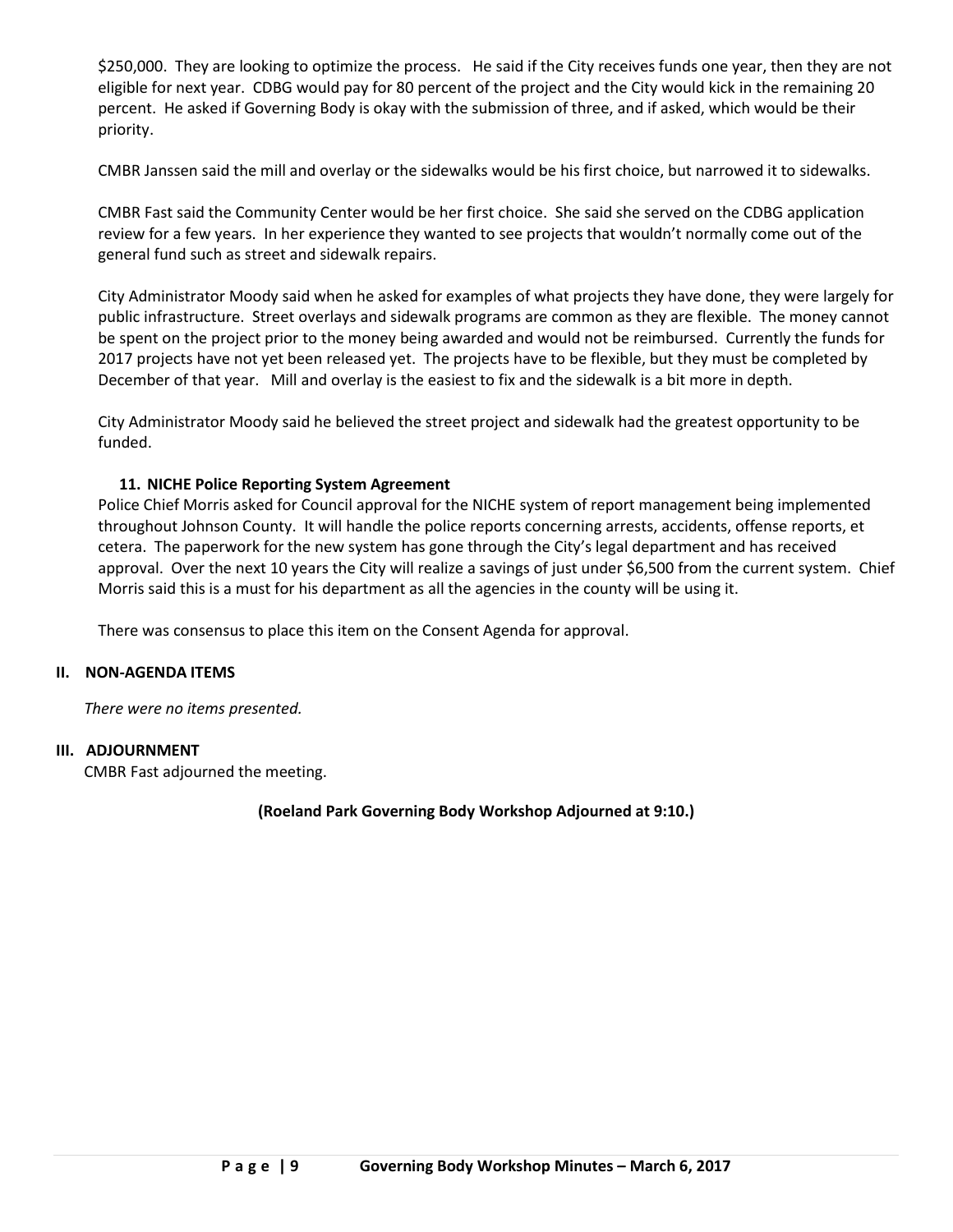$250,000. They are looking to optimize the process. He said if the City receives funds one year, then they are not eligible for next year. CDBG would pay for 80 percent of the project and the City would kick in the remaining 20 percent. He asked if Governing Body is okay with the submission of three, and if asked, which would be their priority.

CMBR Janssen said the mill and overlay or the sidewalks would be his first choice, but narrowed it to sidewalks.

CMBR Fast said the Community Center would be her first choice. She said she served on the CDBG application review for a few years. In her experience they wanted to see projects that wouldn't normally come out of the general fund such as street and sidewalk repairs.

City Administrator Moody said when he asked for examples of what projects they have done, they were largely for public infrastructure. Street overlays and sidewalk programs are common as they are flexible. The money cannot be spent on the project prior to the money being awarded and would not be reimbursed. Currently the funds for 2017 projects have not yet been released yet. The projects have to be flexible, but they must be completed by December of that year. Mill and overlay is the easiest to fix and the sidewalk is a bit more in depth.

City Administrator Moody said he believed the street project and sidewalk had the greatest opportunity to be funded.

**11. NICHE Police Reporting System Agreement**

Police Chief Morris asked for Council approval for the NICHE system of report management being implemented throughout Johnson County. It will handle the police reports concerning arrests, accidents, offense reports, et cetera. The paperwork for the new system has gone through the City's legal department and has received approval. Over the next 10 years the City will realize a savings of just under $6,500 from the current system. Chief Morris said this is a must for his department as all the agencies in the county will be using it.

There was consensus to place this item on the Consent Agenda for approval.

## II. NON-AGENDA ITEMS

*There were no items presented.*

## III. ADJOURNMENT

CMBR Fast adjourned the meeting.

**(Roeland Park Governing Body Workshop Adjourned at 9:10.)**